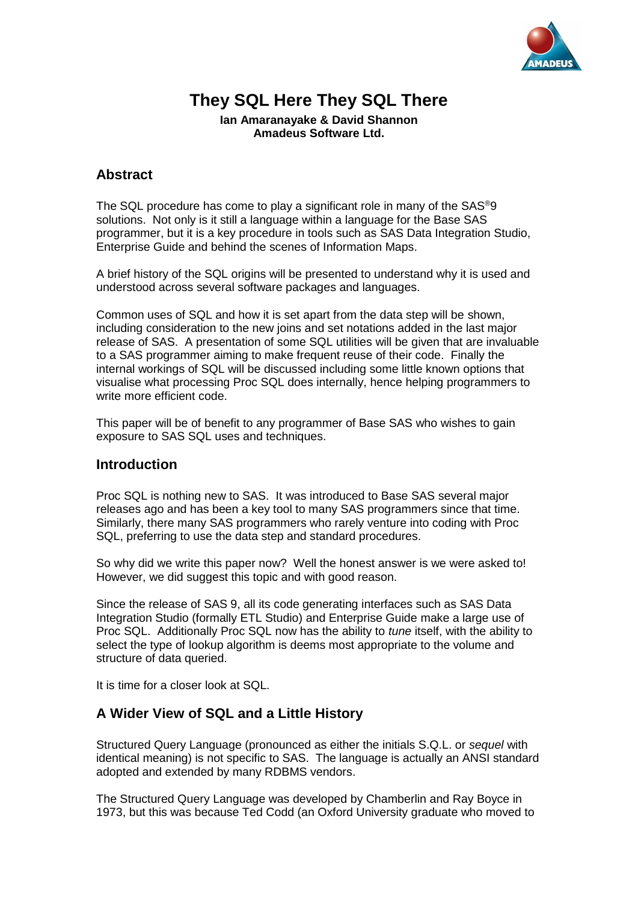# They SQL Here They SQL There

**Ian Amaranayake & David Shannon**
**Amadeus Software Ltd.**

## Abstract

The SQL procedure has come to play a significant role in many of the SAS®9 solutions. Not only is it still a language within a language for the Base SAS programmer, but it is a key procedure in tools such as SAS Data Integration Studio, Enterprise Guide and behind the scenes of Information Maps.

A brief history of the SQL origins will be presented to understand why it is used and understood across several software packages and languages.

Common uses of SQL and how it is set apart from the data step will be shown, including consideration to the new joins and set notations added in the last major release of SAS. A presentation of some SQL utilities will be given that are invaluable to a SAS programmer aiming to make frequent reuse of their code. Finally the internal workings of SQL will be discussed including some little known options that visualise what processing Proc SQL does internally, hence helping programmers to write more efficient code.

This paper will be of benefit to any programmer of Base SAS who wishes to gain exposure to SAS SQL uses and techniques.

## Introduction

Proc SQL is nothing new to SAS. It was introduced to Base SAS several major releases ago and has been a key tool to many SAS programmers since that time. Similarly, there many SAS programmers who rarely venture into coding with Proc SQL, preferring to use the data step and standard procedures.

So why did we write this paper now? Well the honest answer is we were asked to! However, we did suggest this topic and with good reason.

Since the release of SAS 9, all its code generating interfaces such as SAS Data Integration Studio (formally ETL Studio) and Enterprise Guide make a large use of Proc SQL. Additionally Proc SQL now has the ability to *tune* itself, with the ability to select the type of lookup algorithm is deems most appropriate to the volume and structure of data queried.

It is time for a closer look at SQL.

## A Wider View of SQL and a Little History

Structured Query Language (pronounced as either the initials S.Q.L. or *sequel* with identical meaning) is not specific to SAS. The language is actually an ANSI standard adopted and extended by many RDBMS vendors.

The Structured Query Language was developed by Chamberlin and Ray Boyce in 1973, but this was because Ted Codd (an Oxford University graduate who moved to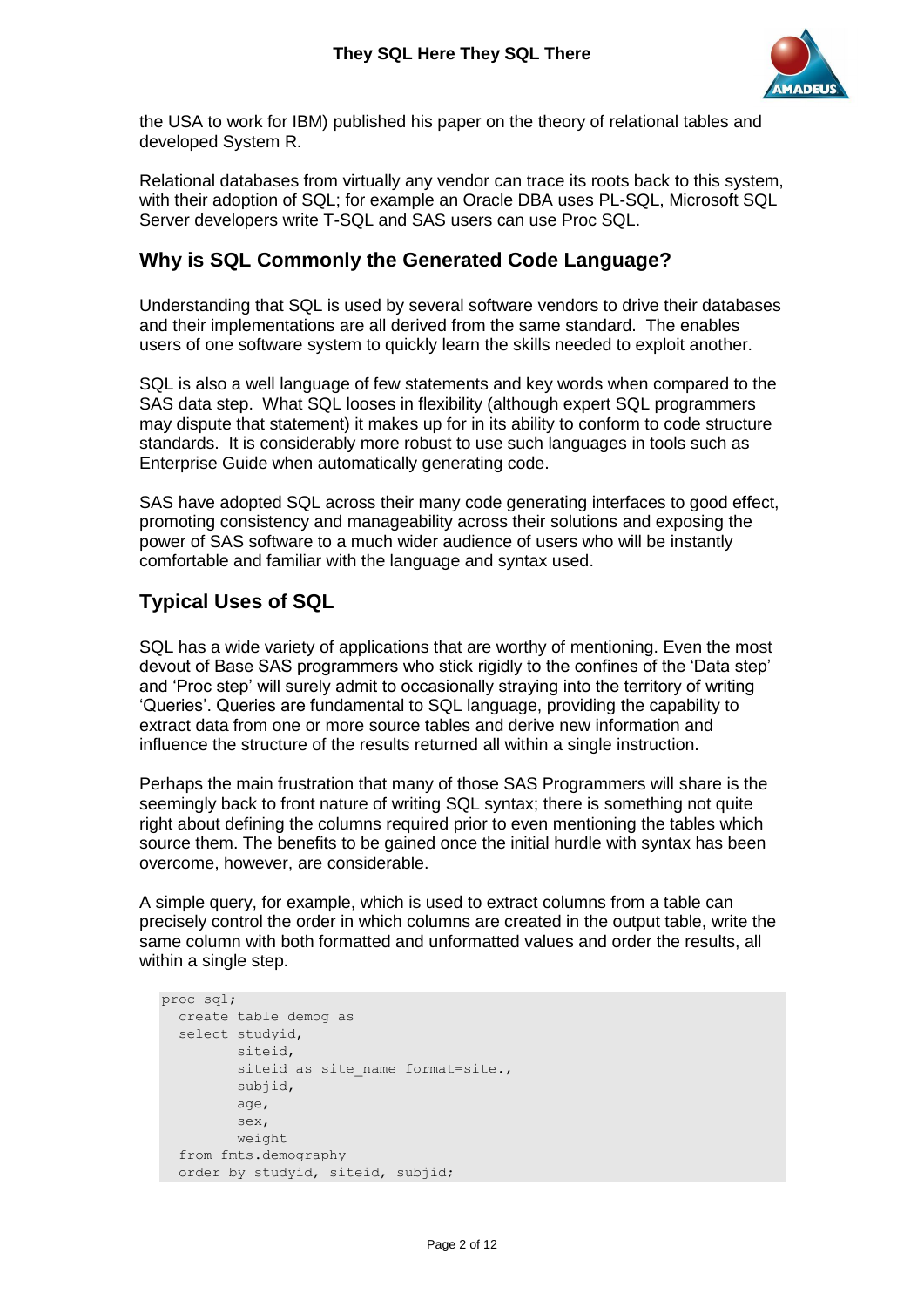the USA to work for IBM) published his paper on the theory of relational tables and developed System R.

Relational databases from virtually any vendor can trace its roots back to this system, with their adoption of SQL; for example an Oracle DBA uses PL-SQL, Microsoft SQL Server developers write T-SQL and SAS users can use Proc SQL.

## Why is SQL Commonly the Generated Code Language?

Understanding that SQL is used by several software vendors to drive their databases and their implementations are all derived from the same standard. The enables users of one software system to quickly learn the skills needed to exploit another.

SQL is also a well language of few statements and key words when compared to the SAS data step. What SQL looses in flexibility (although expert SQL programmers may dispute that statement) it makes up for in its ability to conform to code structure standards. It is considerably more robust to use such languages in tools such as Enterprise Guide when automatically generating code.

SAS have adopted SQL across their many code generating interfaces to good effect, promoting consistency and manageability across their solutions and exposing the power of SAS software to a much wider audience of users who will be instantly comfortable and familiar with the language and syntax used.

## Typical Uses of SQL

SQL has a wide variety of applications that are worthy of mentioning. Even the most devout of Base SAS programmers who stick rigidly to the confines of the 'Data step' and 'Proc step' will surely admit to occasionally straying into the territory of writing 'Queries'. Queries are fundamental to SQL language, providing the capability to extract data from one or more source tables and derive new information and influence the structure of the results returned all within a single instruction.

Perhaps the main frustration that many of those SAS Programmers will share is the seemingly back to front nature of writing SQL syntax; there is something not quite right about defining the columns required prior to even mentioning the tables which source them. The benefits to be gained once the initial hurdle with syntax has been overcome, however, are considerable.

A simple query, for example, which is used to extract columns from a table can precisely control the order in which columns are created in the output table, write the same column with both formatted and unformatted values and order the results, all within a single step.

```
proc sql;
  create table demog as
  select studyid,
         siteid,
         siteid as site_name format=site.,
         subjid,
         age,
         sex,
         weight
  from fmts.demography
  order by studyid, siteid, subjid;
```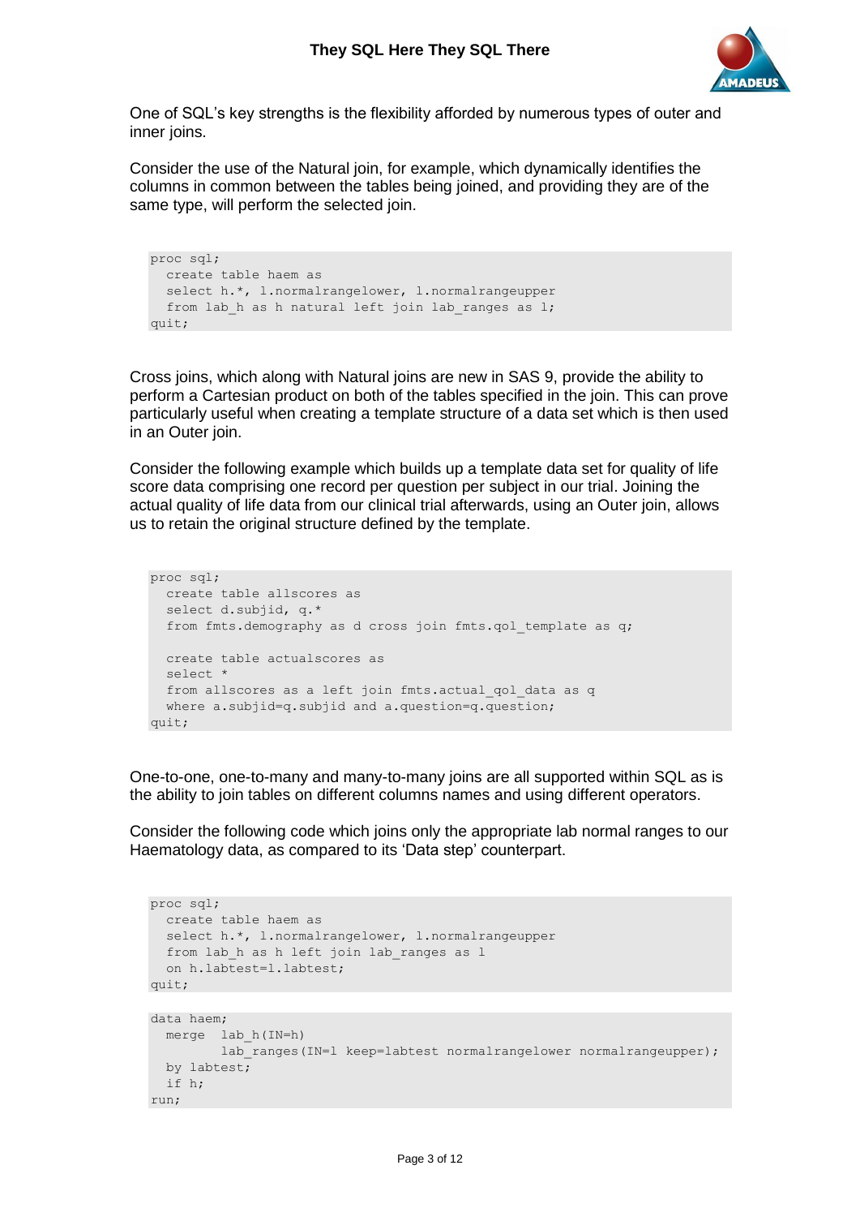One of SQL's key strengths is the flexibility afforded by numerous types of outer and inner joins.

Consider the use of the Natural join, for example, which dynamically identifies the columns in common between the tables being joined, and providing they are of the same type, will perform the selected join.

```
proc sql;
  create table haem as
  select h.*, l.normalrangelower, l.normalrangeupper
  from lab_h as h natural left join lab_ranges as l;
quit;
```

Cross joins, which along with Natural joins are new in SAS 9, provide the ability to perform a Cartesian product on both of the tables specified in the join. This can prove particularly useful when creating a template structure of a data set which is then used in an Outer join.

Consider the following example which builds up a template data set for quality of life score data comprising one record per question per subject in our trial. Joining the actual quality of life data from our clinical trial afterwards, using an Outer join, allows us to retain the original structure defined by the template.

```
proc sql;
  create table allscores as
  select d.subjid, q.*
  from fmts.demography as d cross join fmts.qol_template as q;

  create table actualscores as
  select *
  from allscores as a left join fmts.actual_qol_data as q
  where a.subjid=q.subjid and a.question=q.question;
quit;
```

One-to-one, one-to-many and many-to-many joins are all supported within SQL as is the ability to join tables on different columns names and using different operators.

Consider the following code which joins only the appropriate lab normal ranges to our Haematology data, as compared to its 'Data step' counterpart.

```
proc sql;
  create table haem as
  select h.*, l.normalrangelower, l.normalrangeupper
  from lab_h as h left join lab_ranges as l
  on h.labtest=l.labtest;
quit;
```

```
data haem;
  merge  lab_h(IN=h)
         lab_ranges(IN=l keep=labtest normalrangelower normalrangeupper);
  by labtest;
  if h;
run;
```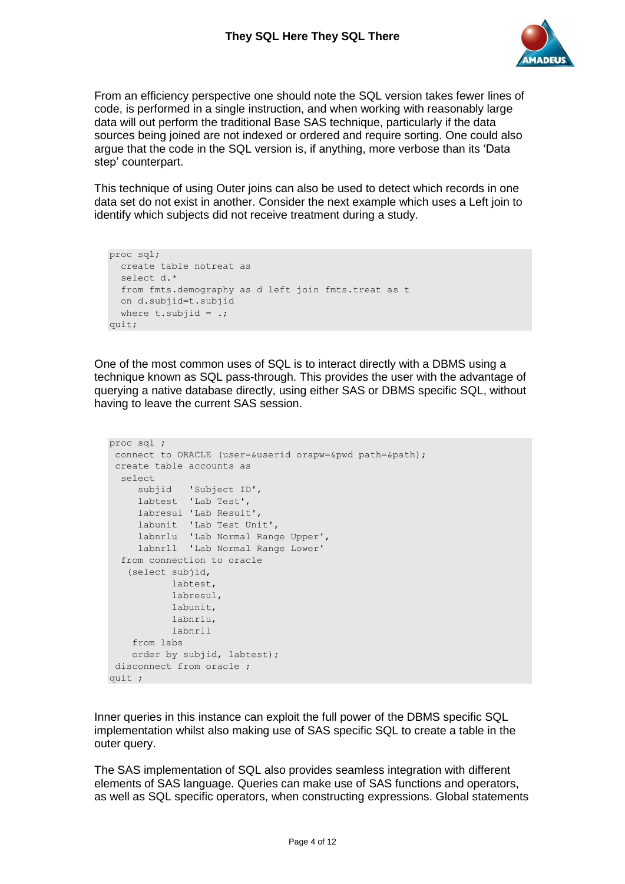From an efficiency perspective one should note the SQL version takes fewer lines of code, is performed in a single instruction, and when working with reasonably large data will out perform the traditional Base SAS technique, particularly if the data sources being joined are not indexed or ordered and require sorting. One could also argue that the code in the SQL version is, if anything, more verbose than its 'Data step' counterpart.

This technique of using Outer joins can also be used to detect which records in one data set do not exist in another. Consider the next example which uses a Left join to identify which subjects did not receive treatment during a study.

```
proc sql;
  create table notreat as
  select d.*
  from fmts.demography as d left join fmts.treat as t
  on d.subjid=t.subjid
  where t.subjid = .;
quit;
```

One of the most common uses of SQL is to interact directly with a DBMS using a technique known as SQL pass-through. This provides the user with the advantage of querying a native database directly, using either SAS or DBMS specific SQL, without having to leave the current SAS session.

```
proc sql ;
 connect to ORACLE (user=&userid orapw=&pwd path=&path);
 create table accounts as
  select
     subjid   'Subject ID',
     labtest  'Lab Test',
     labresul 'Lab Result',
     labunit  'Lab Test Unit',
     labnrlu  'Lab Normal Range Upper',
     labnrll  'Lab Normal Range Lower'
  from connection to oracle
   (select subjid,
           labtest,
           labresul,
           labunit,
           labnrlu,
           labnrll
    from labs
    order by subjid, labtest);
 disconnect from oracle ;
quit ;
```

Inner queries in this instance can exploit the full power of the DBMS specific SQL implementation whilst also making use of SAS specific SQL to create a table in the outer query.

The SAS implementation of SQL also provides seamless integration with different elements of SAS language. Queries can make use of SAS functions and operators, as well as SQL specific operators, when constructing expressions. Global statements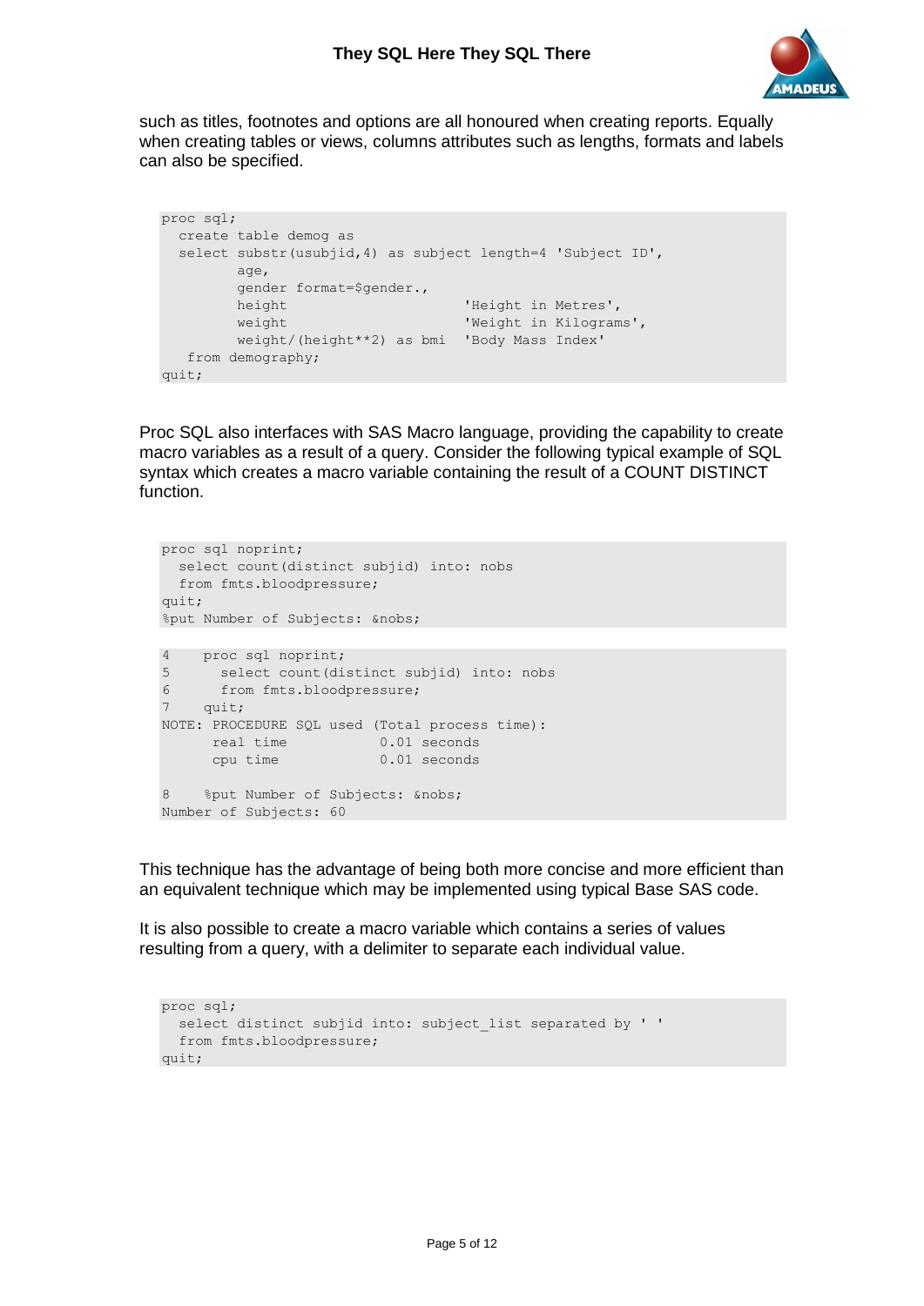such as titles, footnotes and options are all honoured when creating reports. Equally when creating tables or views, columns attributes such as lengths, formats and labels can also be specified.

```
proc sql;
  create table demog as
  select substr(usubjid,4) as subject length=4 'Subject ID',
         age,
         gender format=$gender.,
         height                    'Height in Metres',
         weight                    'Weight in Kilograms',
         weight/(height**2) as bmi  'Body Mass Index'
   from demography;
quit;
```

Proc SQL also interfaces with SAS Macro language, providing the capability to create macro variables as a result of a query. Consider the following typical example of SQL syntax which creates a macro variable containing the result of a COUNT DISTINCT function.

```
proc sql noprint;
  select count(distinct subjid) into: nobs
  from fmts.bloodpressure;
quit;
%put Number of Subjects: &nobs;
```

```
4     proc sql noprint;
5       select count(distinct subjid) into: nobs
6       from fmts.bloodpressure;
7     quit;
NOTE: PROCEDURE SQL used (Total process time):
      real time           0.01 seconds
      cpu time            0.01 seconds

8     %put Number of Subjects: &nobs;
Number of Subjects: 60
```

This technique has the advantage of being both more concise and more efficient than an equivalent technique which may be implemented using typical Base SAS code.

It is also possible to create a macro variable which contains a series of values resulting from a query, with a delimiter to separate each individual value.

```
proc sql;
  select distinct subjid into: subject_list separated by ' '
  from fmts.bloodpressure;
quit;
```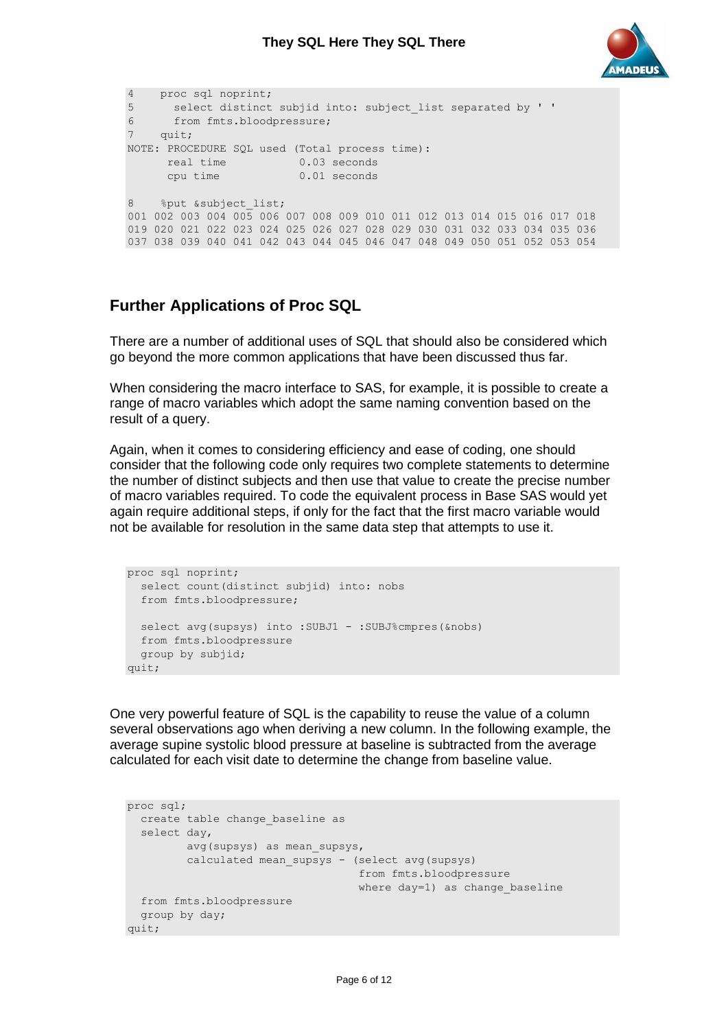```
4    proc sql noprint;
5      select distinct subjid into: subject_list separated by ' '
6      from fmts.bloodpressure;
7    quit;
NOTE: PROCEDURE SQL used (Total process time):
      real time           0.03 seconds
      cpu time            0.01 seconds

8    %put &subject_list;
001 002 003 004 005 006 007 008 009 010 011 012 013 014 015 016 017 018
019 020 021 022 023 024 025 026 027 028 029 030 031 032 033 034 035 036
037 038 039 040 041 042 043 044 045 046 047 048 049 050 051 052 053 054
```

## Further Applications of Proc SQL

There are a number of additional uses of SQL that should also be considered which go beyond the more common applications that have been discussed thus far.

When considering the macro interface to SAS, for example, it is possible to create a range of macro variables which adopt the same naming convention based on the result of a query.

Again, when it comes to considering efficiency and ease of coding, one should consider that the following code only requires two complete statements to determine the number of distinct subjects and then use that value to create the precise number of macro variables required. To code the equivalent process in Base SAS would yet again require additional steps, if only for the fact that the first macro variable would not be available for resolution in the same data step that attempts to use it.

```
proc sql noprint;
  select count(distinct subjid) into: nobs
  from fmts.bloodpressure;

  select avg(supsys) into :SUBJ1 - :SUBJ%cmpres(&nobs)
  from fmts.bloodpressure
  group by subjid;
quit;
```

One very powerful feature of SQL is the capability to reuse the value of a column several observations ago when deriving a new column. In the following example, the average supine systolic blood pressure at baseline is subtracted from the average calculated for each visit date to determine the change from baseline value.

```
proc sql;
  create table change_baseline as
  select day,
         avg(supsys) as mean_supsys,
         calculated mean_supsys - (select avg(supsys)
                                   from fmts.bloodpressure
                                   where day=1) as change_baseline
  from fmts.bloodpressure
  group by day;
quit;
```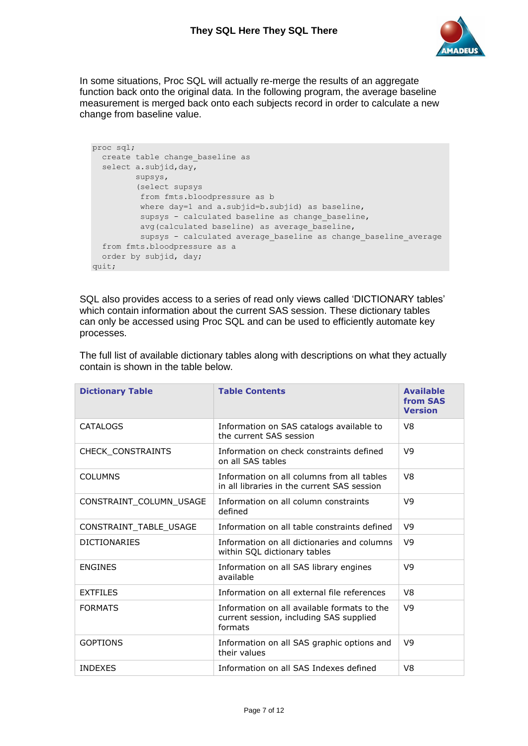In some situations, Proc SQL will actually re-merge the results of an aggregate function back onto the original data. In the following program, the average baseline measurement is merged back onto each subjects record in order to calculate a new change from baseline value.

```
proc sql;
  create table change_baseline as
  select a.subjid,day,
         supsys,
         (select supsys
          from fmts.bloodpressure as b
          where day=1 and a.subjid=b.subjid) as baseline,
          supsys - calculated baseline as change_baseline,
          avg(calculated baseline) as average_baseline,
          supsys - calculated average_baseline as change_baseline_average
  from fmts.bloodpressure as a
  order by subjid, day;
quit;
```

SQL also provides access to a series of read only views called 'DICTIONARY tables' which contain information about the current SAS session. These dictionary tables can only be accessed using Proc SQL and can be used to efficiently automate key processes.

The full list of available dictionary tables along with descriptions on what they actually contain is shown in the table below.

| Dictionary Table | Table Contents | Available from SAS Version |
|---|---|---|
| CATALOGS | Information on SAS catalogs available to the current SAS session | V8 |
| CHECK_CONSTRAINTS | Information on check constraints defined on all SAS tables | V9 |
| COLUMNS | Information on all columns from all tables in all libraries in the current SAS session | V8 |
| CONSTRAINT_COLUMN_USAGE | Information on all column constraints defined | V9 |
| CONSTRAINT_TABLE_USAGE | Information on all table constraints defined | V9 |
| DICTIONARIES | Information on all dictionaries and columns within SQL dictionary tables | V9 |
| ENGINES | Information on all SAS library engines available | V9 |
| EXTFILES | Information on all external file references | V8 |
| FORMATS | Information on all available formats to the current session, including SAS supplied formats | V9 |
| GOPTIONS | Information on all SAS graphic options and their values | V9 |
| INDEXES | Information on all SAS Indexes defined | V8 |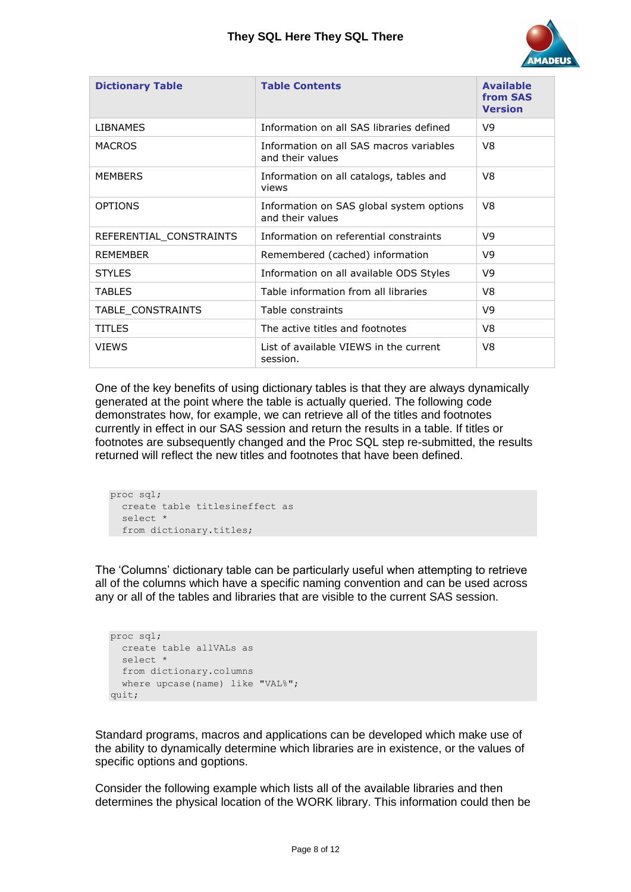| Dictionary Table | Table Contents | Available from SAS Version |
|---|---|---|
| LIBNAMES | Information on all SAS libraries defined | V9 |
| MACROS | Information on all SAS macros variables and their values | V8 |
| MEMBERS | Information on all catalogs, tables and views | V8 |
| OPTIONS | Information on SAS global system options and their values | V8 |
| REFERENTIAL_CONSTRAINTS | Information on referential constraints | V9 |
| REMEMBER | Remembered (cached) information | V9 |
| STYLES | Information on all available ODS Styles | V9 |
| TABLES | Table information from all libraries | V8 |
| TABLE_CONSTRAINTS | Table constraints | V9 |
| TITLES | The active titles and footnotes | V8 |
| VIEWS | List of available VIEWS in the current session. | V8 |

One of the key benefits of using dictionary tables is that they are always dynamically generated at the point where the table is actually queried. The following code demonstrates how, for example, we can retrieve all of the titles and footnotes currently in effect in our SAS session and return the results in a table. If titles or footnotes are subsequently changed and the Proc SQL step re-submitted, the results returned will reflect the new titles and footnotes that have been defined.

```
proc sql;
  create table titlesineffect as
  select *
  from dictionary.titles;
```

The 'Columns' dictionary table can be particularly useful when attempting to retrieve all of the columns which have a specific naming convention and can be used across any or all of the tables and libraries that are visible to the current SAS session.

```
proc sql;
  create table allVALs as
  select *
  from dictionary.columns
  where upcase(name) like "VAL%";
quit;
```

Standard programs, macros and applications can be developed which make use of the ability to dynamically determine which libraries are in existence, or the values of specific options and goptions.

Consider the following example which lists all of the available libraries and then determines the physical location of the WORK library. This information could then be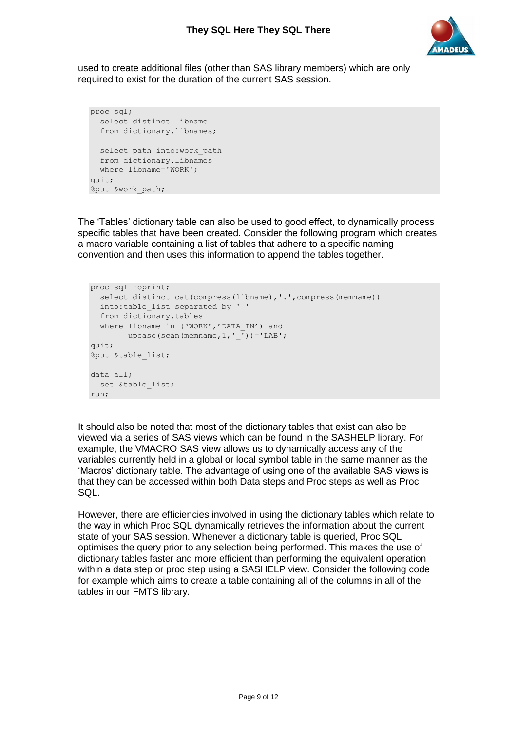used to create additional files (other than SAS library members) which are only required to exist for the duration of the current SAS session.

```
proc sql;
  select distinct libname
  from dictionary.libnames;

  select path into:work_path
  from dictionary.libnames
  where libname='WORK';
quit;
%put &work_path;
```

The 'Tables' dictionary table can also be used to good effect, to dynamically process specific tables that have been created. Consider the following program which creates a macro variable containing a list of tables that adhere to a specific naming convention and then uses this information to append the tables together.

```
proc sql noprint;
  select distinct cat(compress(libname),'.',compress(memname))
  into:table_list separated by ' '
  from dictionary.tables
  where libname in ('WORK','DATA_IN') and
        upcase(scan(memname,1,'_'))='LAB';
quit;
%put &table_list;

data all;
  set &table_list;
run;
```

It should also be noted that most of the dictionary tables that exist can also be viewed via a series of SAS views which can be found in the SASHELP library. For example, the VMACRO SAS view allows us to dynamically access any of the variables currently held in a global or local symbol table in the same manner as the 'Macros' dictionary table. The advantage of using one of the available SAS views is that they can be accessed within both Data steps and Proc steps as well as Proc SQL.

However, there are efficiencies involved in using the dictionary tables which relate to the way in which Proc SQL dynamically retrieves the information about the current state of your SAS session. Whenever a dictionary table is queried, Proc SQL optimises the query prior to any selection being performed. This makes the use of dictionary tables faster and more efficient than performing the equivalent operation within a data step or proc step using a SASHELP view. Consider the following code for example which aims to create a table containing all of the columns in all of the tables in our FMTS library.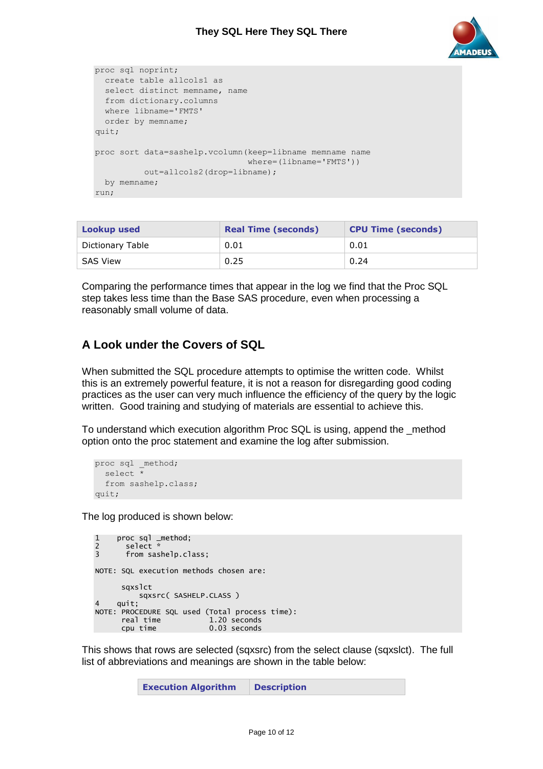```
proc sql noprint;
  create table allcols1 as
  select distinct memname, name
  from dictionary.columns
  where libname='FMTS'
  order by memname;
quit;

proc sort data=sashelp.vcolumn(keep=libname memname name
                              where=(libname='FMTS'))
          out=allcols2(drop=libname);
  by memname;
run;
```

| Lookup used | Real Time (seconds) | CPU Time (seconds) |
|---|---|---|
| Dictionary Table | 0.01 | 0.01 |
| SAS View | 0.25 | 0.24 |

Comparing the performance times that appear in the log we find that the Proc SQL step takes less time than the Base SAS procedure, even when processing a reasonably small volume of data.

## A Look under the Covers of SQL

When submitted the SQL procedure attempts to optimise the written code. Whilst this is an extremely powerful feature, it is not a reason for disregarding good coding practices as the user can very much influence the efficiency of the query by the logic written. Good training and studying of materials are essential to achieve this.

To understand which execution algorithm Proc SQL is using, append the _method option onto the proc statement and examine the log after submission.

```
proc sql _method;
  select *
  from sashelp.class;
quit;
```

The log produced is shown below:

```
1    proc sql _method;
2      select *
3      from sashelp.class;

NOTE: SQL execution methods chosen are:

      sqxslct
          sqxsrc( SASHELP.CLASS )
4    quit;
NOTE: PROCEDURE SQL used (Total process time):
      real time           1.20 seconds
      cpu time            0.03 seconds
```

This shows that rows are selected (sqxsrc) from the select clause (sqxslct). The full list of abbreviations and meanings are shown in the table below:

| Execution Algorithm | Description |
|---|---|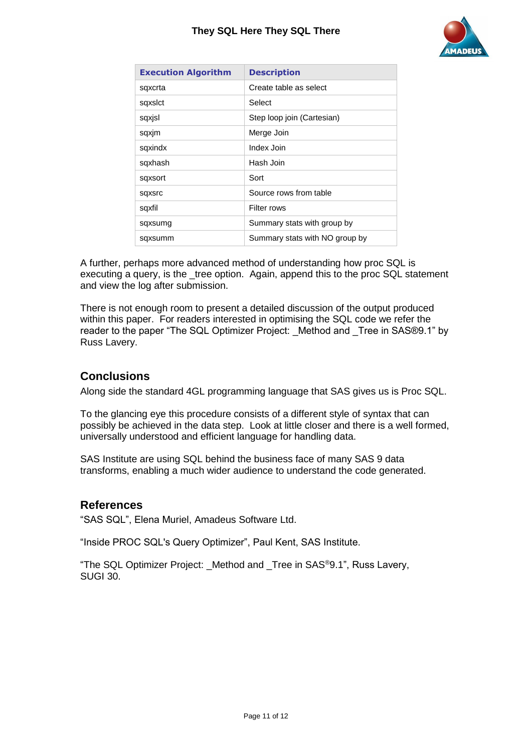| Execution Algorithm | Description |
| --- | --- |
| sqxcrta | Create table as select |
| sqxslct | Select |
| sqxjsl | Step loop join (Cartesian) |
| sqxjm | Merge Join |
| sqxindx | Index Join |
| sqxhash | Hash Join |
| sqxsort | Sort |
| sqxsrc | Source rows from table |
| sqxfil | Filter rows |
| sqxsumg | Summary stats with group by |
| sqxsumm | Summary stats with NO group by |

A further, perhaps more advanced method of understanding how proc SQL is executing a query, is the _tree option. Again, append this to the proc SQL statement and view the log after submission.

There is not enough room to present a detailed discussion of the output produced within this paper. For readers interested in optimising the SQL code we refer the reader to the paper "The SQL Optimizer Project: _Method and _Tree in SAS®9.1" by Russ Lavery.

## Conclusions

Along side the standard 4GL programming language that SAS gives us is Proc SQL.

To the glancing eye this procedure consists of a different style of syntax that can possibly be achieved in the data step. Look at little closer and there is a well formed, universally understood and efficient language for handling data.

SAS Institute are using SQL behind the business face of many SAS 9 data transforms, enabling a much wider audience to understand the code generated.

## References

"SAS SQL", Elena Muriel, Amadeus Software Ltd.

"Inside PROC SQL's Query Optimizer", Paul Kent, SAS Institute.

"The SQL Optimizer Project: _Method and _Tree in SAS®9.1", Russ Lavery, SUGI 30.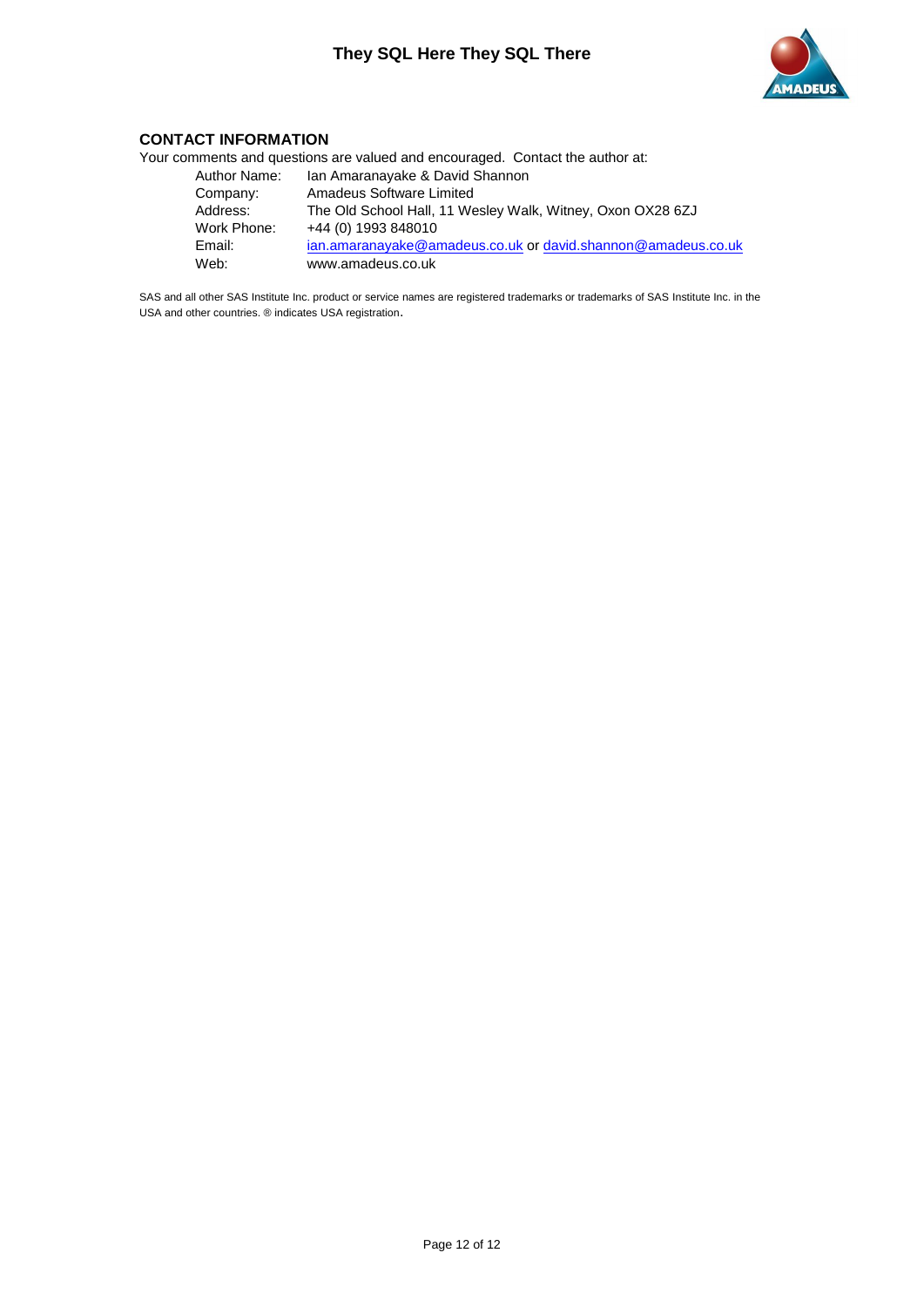## CONTACT INFORMATION

Your comments and questions are valued and encouraged. Contact the author at:

| | |
|---|---|
| Author Name: | Ian Amaranayake & David Shannon |
| Company: | Amadeus Software Limited |
| Address: | The Old School Hall, 11 Wesley Walk, Witney, Oxon OX28 6ZJ |
| Work Phone: | +44 (0) 1993 848010 |
| Email: | ian.amaranayake@amadeus.co.uk or david.shannon@amadeus.co.uk |
| Web: | www.amadeus.co.uk |

SAS and all other SAS Institute Inc. product or service names are registered trademarks or trademarks of SAS Institute Inc. in the USA and other countries. ® indicates USA registration.